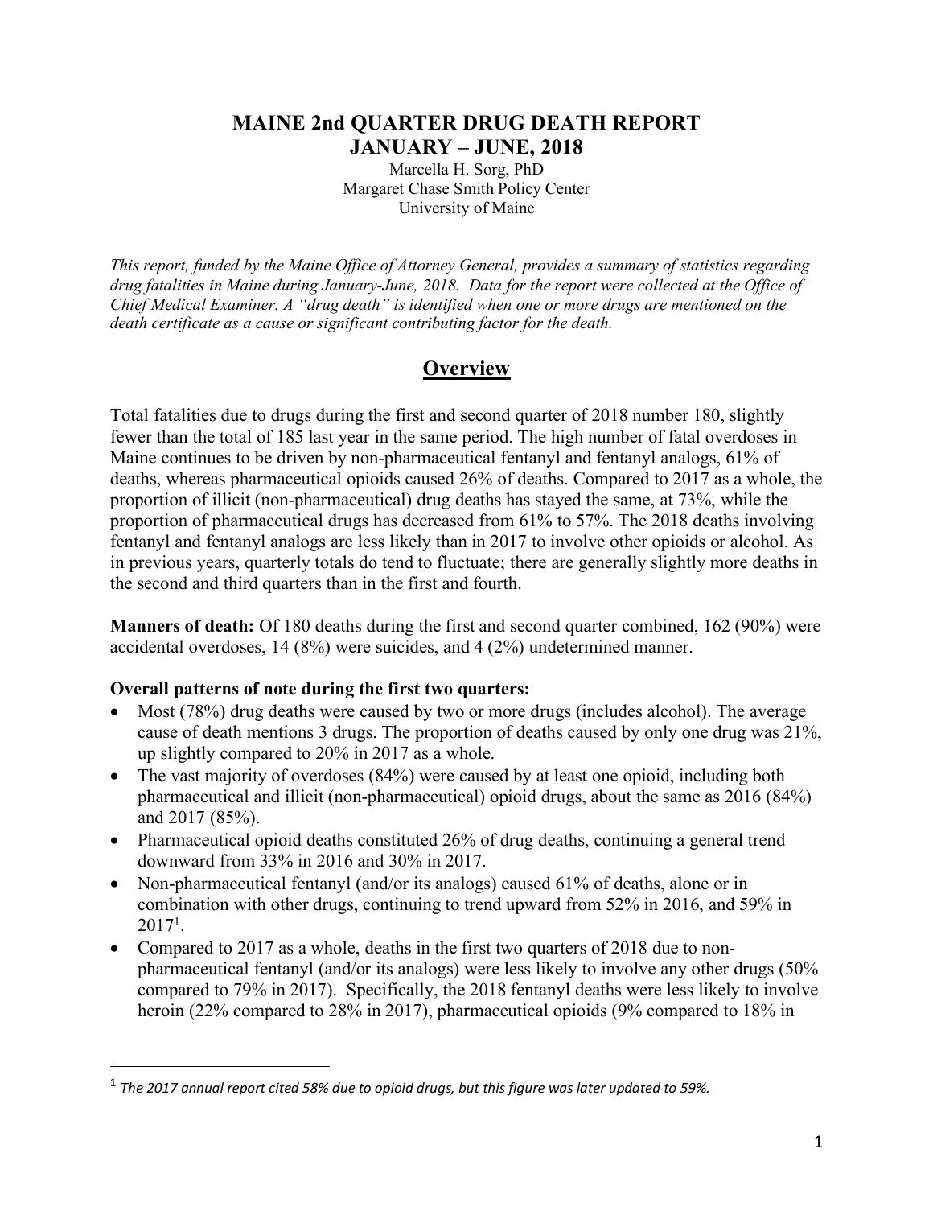# MAINE 2nd QUARTER DRUG DEATH REPORT
# JANUARY – JUNE, 2018

Marcella H. Sorg, PhD
Margaret Chase Smith Policy Center
University of Maine

*This report, funded by the Maine Office of Attorney General, provides a summary of statistics regarding drug fatalities in Maine during January-June, 2018. Data for the report were collected at the Office of Chief Medical Examiner. A "drug death" is identified when one or more drugs are mentioned on the death certificate as a cause or significant contributing factor for the death.*

## Overview

Total fatalities due to drugs during the first and second quarter of 2018 number 180, slightly fewer than the total of 185 last year in the same period. The high number of fatal overdoses in Maine continues to be driven by non-pharmaceutical fentanyl and fentanyl analogs, 61% of deaths, whereas pharmaceutical opioids caused 26% of deaths. Compared to 2017 as a whole, the proportion of illicit (non-pharmaceutical) drug deaths has stayed the same, at 73%, while the proportion of pharmaceutical drugs has decreased from 61% to 57%. The 2018 deaths involving fentanyl and fentanyl analogs are less likely than in 2017 to involve other opioids or alcohol. As in previous years, quarterly totals do tend to fluctuate; there are generally slightly more deaths in the second and third quarters than in the first and fourth.

**Manners of death:** Of 180 deaths during the first and second quarter combined, 162 (90%) were accidental overdoses, 14 (8%) were suicides, and 4 (2%) undetermined manner.

**Overall patterns of note during the first two quarters:**

- Most (78%) drug deaths were caused by two or more drugs (includes alcohol). The average cause of death mentions 3 drugs. The proportion of deaths caused by only one drug was 21%, up slightly compared to 20% in 2017 as a whole.
- The vast majority of overdoses (84%) were caused by at least one opioid, including both pharmaceutical and illicit (non-pharmaceutical) opioid drugs, about the same as 2016 (84%) and 2017 (85%).
- Pharmaceutical opioid deaths constituted 26% of drug deaths, continuing a general trend downward from 33% in 2016 and 30% in 2017.
- Non-pharmaceutical fentanyl (and/or its analogs) caused 61% of deaths, alone or in combination with other drugs, continuing to trend upward from 52% in 2016, and 59% in 2017[1].
- Compared to 2017 as a whole, deaths in the first two quarters of 2018 due to non-pharmaceutical fentanyl (and/or its analogs) were less likely to involve any other drugs (50% compared to 79% in 2017). Specifically, the 2018 fentanyl deaths were less likely to involve heroin (22% compared to 28% in 2017), pharmaceutical opioids (9% compared to 18% in

---

[1] *The 2017 annual report cited 58% due to opioid drugs, but this figure was later updated to 59%.*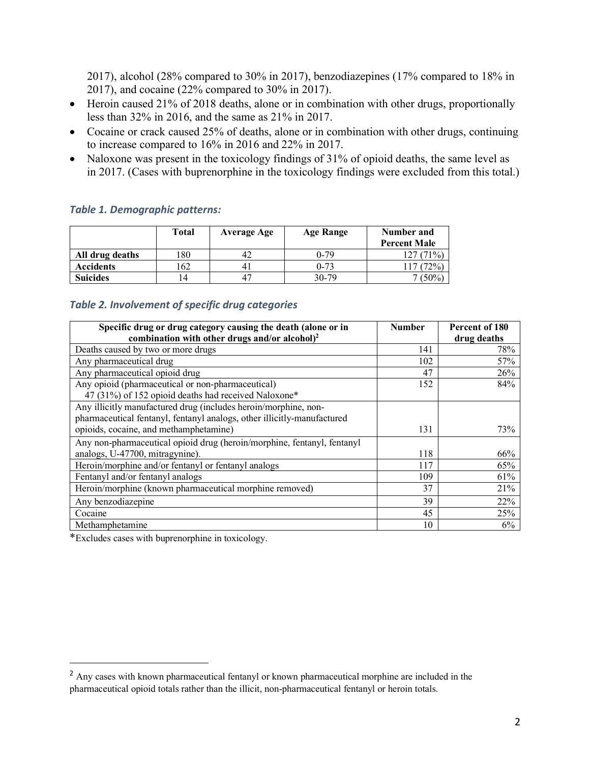2017), alcohol (28% compared to 30% in 2017), benzodiazepines (17% compared to 18% in 2017), and cocaine (22% compared to 30% in 2017).

- Heroin caused 21% of 2018 deaths, alone or in combination with other drugs, proportionally less than 32% in 2016, and the same as 21% in 2017.
- Cocaine or crack caused 25% of deaths, alone or in combination with other drugs, continuing to increase compared to 16% in 2016 and 22% in 2017.
- Naloxone was present in the toxicology findings of 31% of opioid deaths, the same level as in 2017. (Cases with buprenorphine in the toxicology findings were excluded from this total.)

### *Table 1. Demographic patterns:*

| | Total | Average Age | Age Range | Number and Percent Male |
|---|---|---|---|---|
| **All drug deaths** | 180 | 42 | 0-79 | 127 (71%) |
| **Accidents** | 162 | 41 | 0-73 | 117 (72%) |
| **Suicides** | 14 | 47 | 30-79 | 7 (50%) |

### *Table 2. Involvement of specific drug categories*

| Specific drug or drug category causing the death (alone or in combination with other drugs and/or alcohol)[2] | Number | Percent of 180 drug deaths |
|---|---|---|
| Deaths caused by two or more drugs | 141 | 78% |
| Any pharmaceutical drug | 102 | 57% |
| Any pharmaceutical opioid drug | 47 | 26% |
| Any opioid (pharmaceutical or non-pharmaceutical)<br>47 (31%) of 152 opioid deaths had received Naloxone* | 152 | 84% |
| Any illicitly manufactured drug (includes heroin/morphine, non-pharmaceutical fentanyl, fentanyl analogs, other illicitly-manufactured opioids, cocaine, and methamphetamine) | 131 | 73% |
| Any non-pharmaceutical opioid drug (heroin/morphine, fentanyl, fentanyl analogs, U-47700, mitragynine). | 118 | 66% |
| Heroin/morphine and/or fentanyl or fentanyl analogs | 117 | 65% |
| Fentanyl and/or fentanyl analogs | 109 | 61% |
| Heroin/morphine (known pharmaceutical morphine removed) | 37 | 21% |
| Any benzodiazepine | 39 | 22% |
| Cocaine | 45 | 25% |
| Methamphetamine | 10 | 6% |

*Excludes cases with buprenorphine in toxicology.

[2] Any cases with known pharmaceutical fentanyl or known pharmaceutical morphine are included in the pharmaceutical opioid totals rather than the illicit, non-pharmaceutical fentanyl or heroin totals.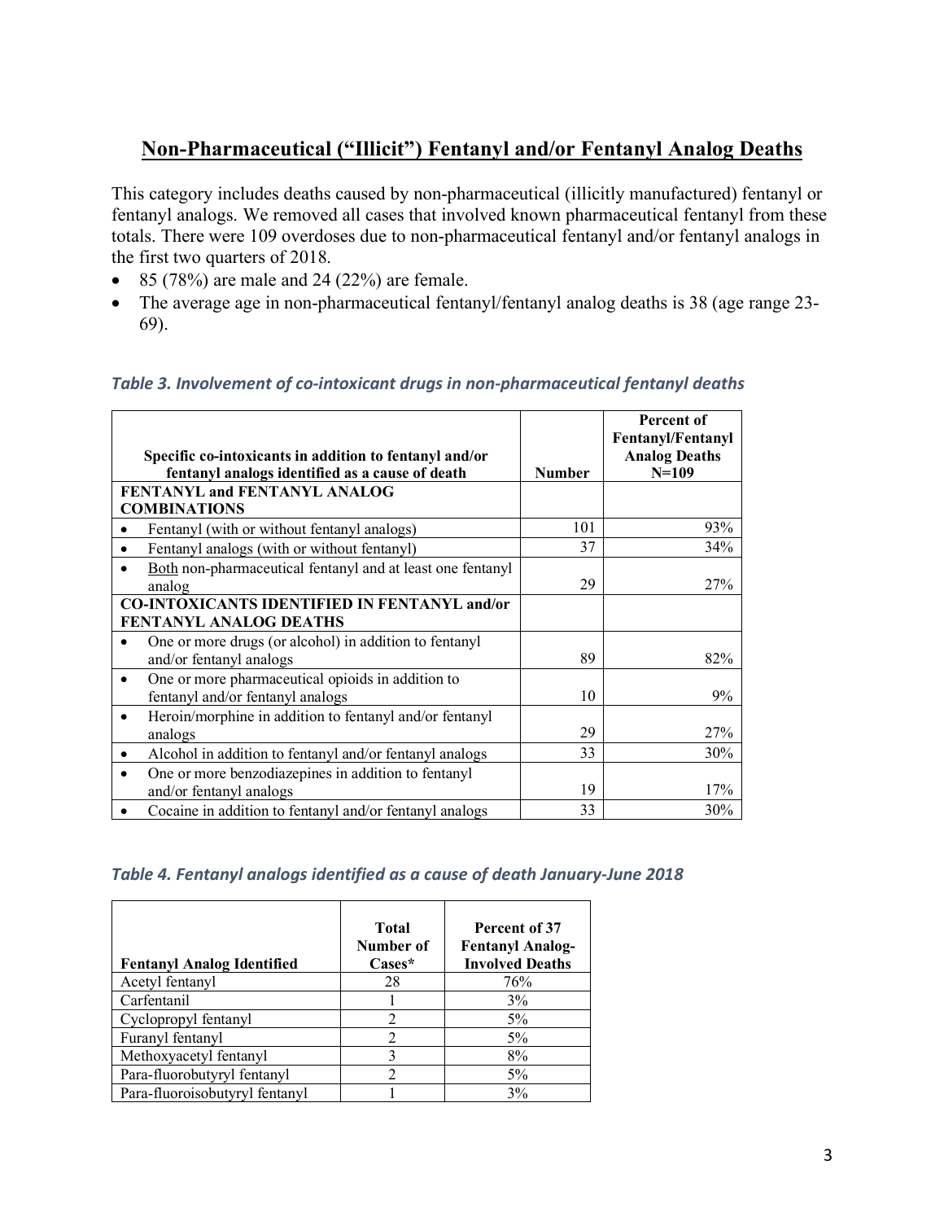## Non-Pharmaceutical ("Illicit") Fentanyl and/or Fentanyl Analog Deaths

This category includes deaths caused by non-pharmaceutical (illicitly manufactured) fentanyl or fentanyl analogs. We removed all cases that involved known pharmaceutical fentanyl from these totals. There were 109 overdoses due to non-pharmaceutical fentanyl and/or fentanyl analogs in the first two quarters of 2018.

- 85 (78%) are male and 24 (22%) are female.
- The average age in non-pharmaceutical fentanyl/fentanyl analog deaths is 38 (age range 23-69).

*Table 3. Involvement of co-intoxicant drugs in non-pharmaceutical fentanyl deaths*

| Specific co-intoxicants in addition to fentanyl and/or fentanyl analogs identified as a cause of death | Number | Percent of Fentanyl/Fentanyl Analog Deaths N=109 |
|---|---|---|
| **FENTANYL and FENTANYL ANALOG COMBINATIONS** | | |
| • Fentanyl (with or without fentanyl analogs) | 101 | 93% |
| • Fentanyl analogs (with or without fentanyl) | 37 | 34% |
| • Both non-pharmaceutical fentanyl and at least one fentanyl analog | 29 | 27% |
| **CO-INTOXICANTS IDENTIFIED IN FENTANYL and/or FENTANYL ANALOG DEATHS** | | |
| • One or more drugs (or alcohol) in addition to fentanyl and/or fentanyl analogs | 89 | 82% |
| • One or more pharmaceutical opioids in addition to fentanyl and/or fentanyl analogs | 10 | 9% |
| • Heroin/morphine in addition to fentanyl and/or fentanyl analogs | 29 | 27% |
| • Alcohol in addition to fentanyl and/or fentanyl analogs | 33 | 30% |
| • One or more benzodiazepines in addition to fentanyl and/or fentanyl analogs | 19 | 17% |
| • Cocaine in addition to fentanyl and/or fentanyl analogs | 33 | 30% |

*Table 4. Fentanyl analogs identified as a cause of death January-June 2018*

| Fentanyl Analog Identified | Total Number of Cases* | Percent of 37 Fentanyl Analog-Involved Deaths |
|---|---|---|
| Acetyl fentanyl | 28 | 76% |
| Carfentanil | 1 | 3% |
| Cyclopropyl fentanyl | 2 | 5% |
| Furanyl fentanyl | 2 | 5% |
| Methoxyacetyl fentanyl | 3 | 8% |
| Para-fluorobutyryl fentanyl | 2 | 5% |
| Para-fluoroisobutyryl fentanyl | 1 | 3% |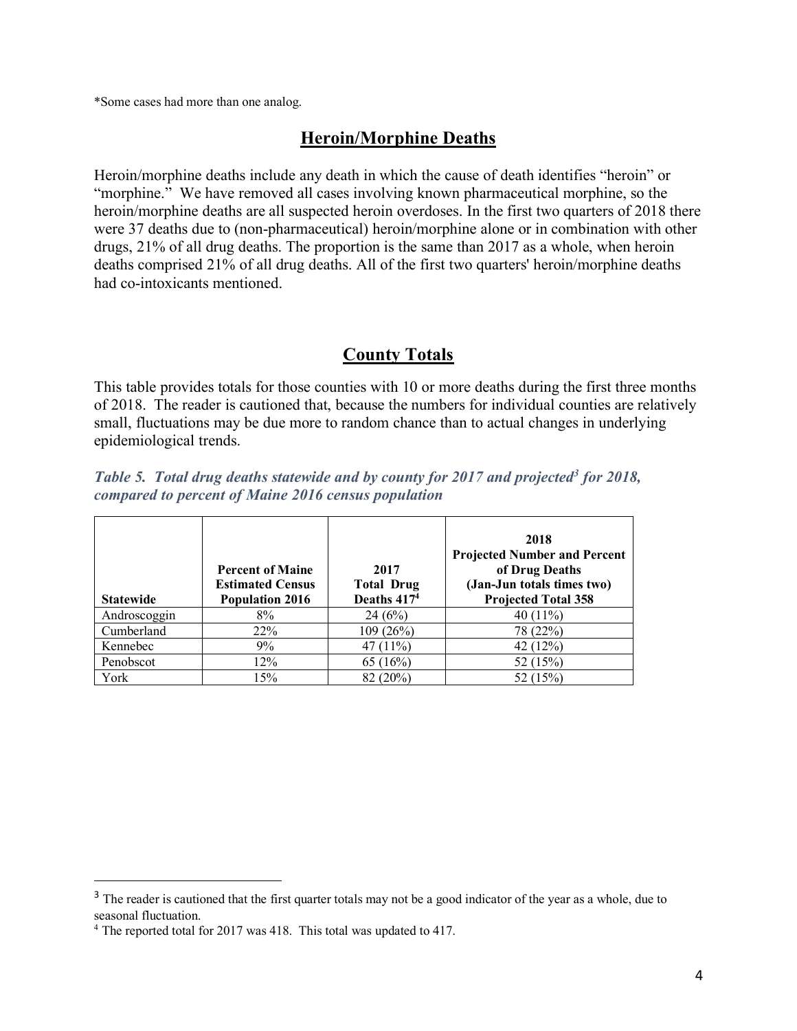*Some cases had more than one analog.

## Heroin/Morphine Deaths

Heroin/morphine deaths include any death in which the cause of death identifies "heroin" or "morphine." We have removed all cases involving known pharmaceutical morphine, so the heroin/morphine deaths are all suspected heroin overdoses. In the first two quarters of 2018 there were 37 deaths due to (non-pharmaceutical) heroin/morphine alone or in combination with other drugs, 21% of all drug deaths. The proportion is the same than 2017 as a whole, when heroin deaths comprised 21% of all drug deaths. All of the first two quarters' heroin/morphine deaths had co-intoxicants mentioned.

## County Totals

This table provides totals for those counties with 10 or more deaths during the first three months of 2018. The reader is cautioned that, because the numbers for individual counties are relatively small, fluctuations may be due more to random chance than to actual changes in underlying epidemiological trends.

***Table 5. Total drug deaths statewide and by county for 2017 and projected[3] for 2018, compared to percent of Maine 2016 census population***

| Statewide | Percent of Maine Estimated Census Population 2016 | 2017 Total Drug Deaths 417[4] | 2018 Projected Number and Percent of Drug Deaths (Jan-Jun totals times two) Projected Total 358 |
|---|---|---|---|
| Androscoggin | 8% | 24 (6%) | 40 (11%) |
| Cumberland | 22% | 109 (26%) | 78 (22%) |
| Kennebec | 9% | 47 (11%) | 42 (12%) |
| Penobscot | 12% | 65 (16%) | 52 (15%) |
| York | 15% | 82 (20%) | 52 (15%) |

[3] The reader is cautioned that the first quarter totals may not be a good indicator of the year as a whole, due to seasonal fluctuation.

[4] The reported total for 2017 was 418. This total was updated to 417.